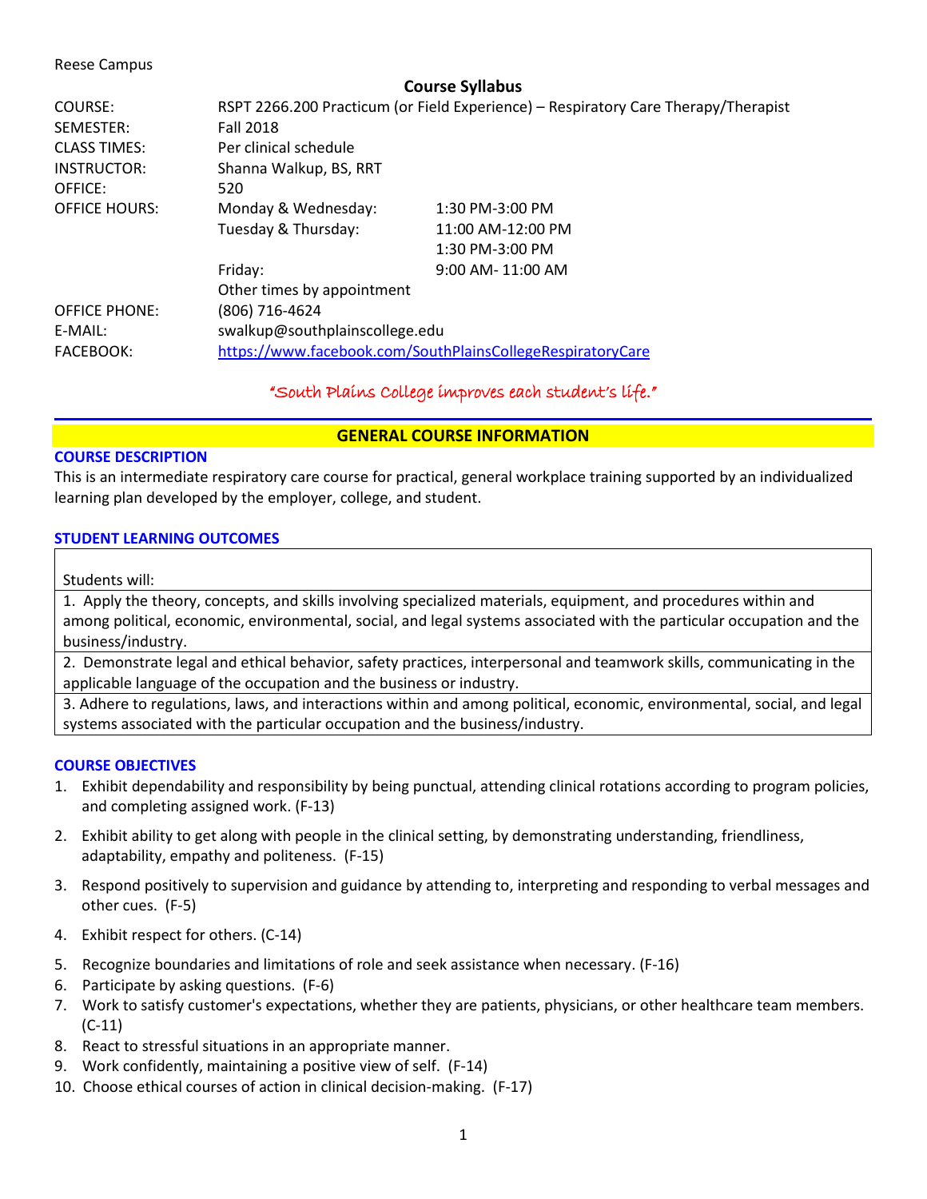Reese Campus

# Course Syllabus

| | | |
|---|---|---|
| COURSE: | RSPT 2266.200 Practicum (or Field Experience) – Respiratory Care Therapy/Therapist | |
| SEMESTER: | Fall 2018 | |
| CLASS TIMES: | Per clinical schedule | |
| INSTRUCTOR: | Shanna Walkup, BS, RRT | |
| OFFICE: | 520 | |
| OFFICE HOURS: | Monday & Wednesday: | 1:30 PM-3:00 PM |
| | Tuesday & Thursday: | 11:00 AM-12:00 PM |
| | | 1:30 PM-3:00 PM |
| | Friday: | 9:00 AM- 11:00 AM |
| | Other times by appointment | |
| OFFICE PHONE: | (806) 716-4624 | |
| E-MAIL: | swalkup@southplainscollege.edu | |
| FACEBOOK: | https://www.facebook.com/SouthPlainsCollegeRespiratoryCare | |

*"South Plains College improves each student's life."*

## GENERAL COURSE INFORMATION

### COURSE DESCRIPTION

This is an intermediate respiratory care course for practical, general workplace training supported by an individualized learning plan developed by the employer, college, and student.

### STUDENT LEARNING OUTCOMES

| Students will: |
|---|
| 1. Apply the theory, concepts, and skills involving specialized materials, equipment, and procedures within and among political, economic, environmental, social, and legal systems associated with the particular occupation and the business/industry. |
| 2. Demonstrate legal and ethical behavior, safety practices, interpersonal and teamwork skills, communicating in the applicable language of the occupation and the business or industry. |
| 3. Adhere to regulations, laws, and interactions within and among political, economic, environmental, social, and legal systems associated with the particular occupation and the business/industry. |

### COURSE OBJECTIVES

1. Exhibit dependability and responsibility by being punctual, attending clinical rotations according to program policies, and completing assigned work. (F-13)
2. Exhibit ability to get along with people in the clinical setting, by demonstrating understanding, friendliness, adaptability, empathy and politeness. (F-15)
3. Respond positively to supervision and guidance by attending to, interpreting and responding to verbal messages and other cues. (F-5)
4. Exhibit respect for others. (C-14)
5. Recognize boundaries and limitations of role and seek assistance when necessary. (F-16)
6. Participate by asking questions. (F-6)
7. Work to satisfy customer's expectations, whether they are patients, physicians, or other healthcare team members. (C-11)
8. React to stressful situations in an appropriate manner.
9. Work confidently, maintaining a positive view of self. (F-14)
10. Choose ethical courses of action in clinical decision-making. (F-17)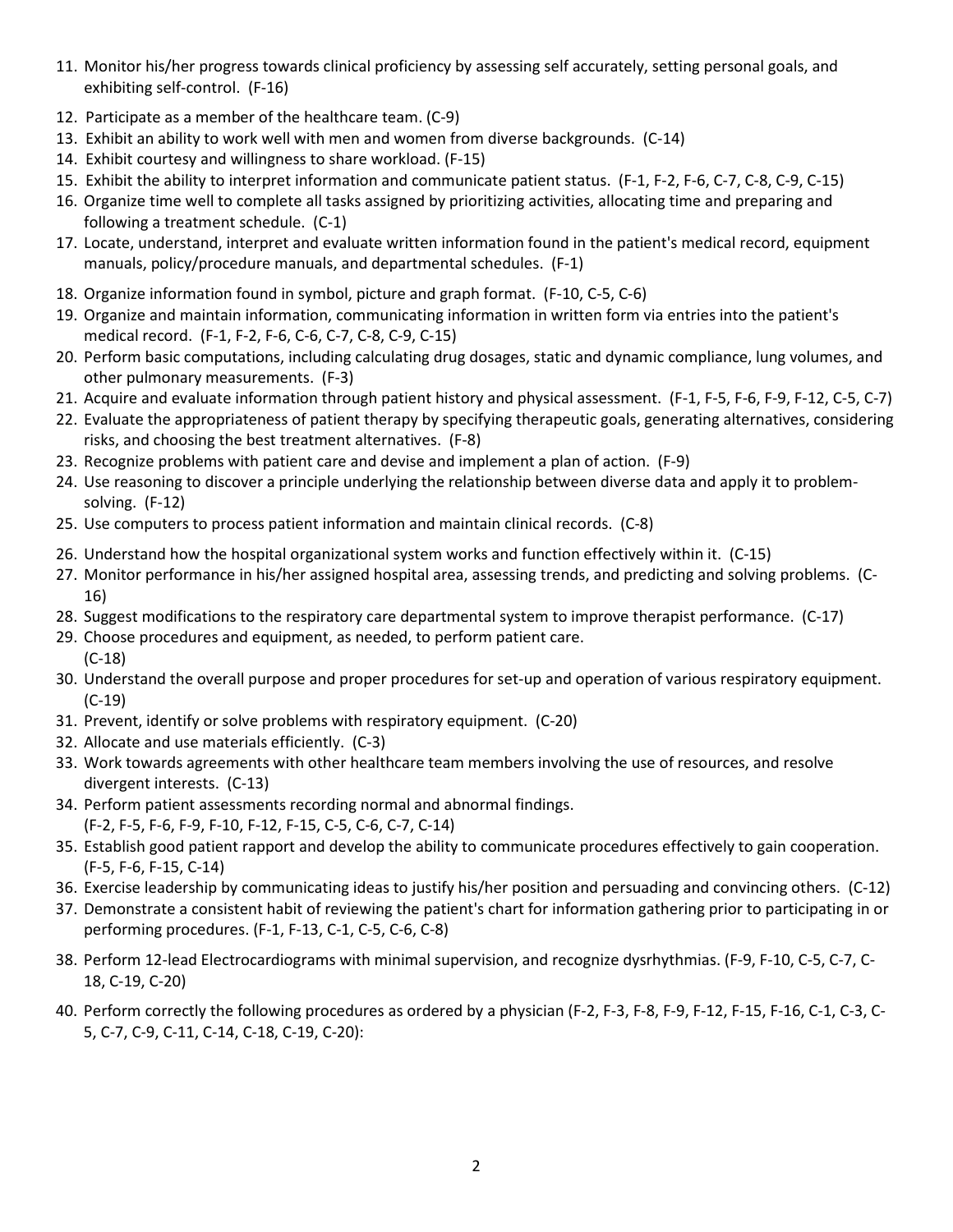11. Monitor his/her progress towards clinical proficiency by assessing self accurately, setting personal goals, and exhibiting self-control. (F-16)
12. Participate as a member of the healthcare team. (C-9)
13. Exhibit an ability to work well with men and women from diverse backgrounds. (C-14)
14. Exhibit courtesy and willingness to share workload. (F-15)
15. Exhibit the ability to interpret information and communicate patient status. (F-1, F-2, F-6, C-7, C-8, C-9, C-15)
16. Organize time well to complete all tasks assigned by prioritizing activities, allocating time and preparing and following a treatment schedule. (C-1)
17. Locate, understand, interpret and evaluate written information found in the patient's medical record, equipment manuals, policy/procedure manuals, and departmental schedules. (F-1)
18. Organize information found in symbol, picture and graph format. (F-10, C-5, C-6)
19. Organize and maintain information, communicating information in written form via entries into the patient's medical record. (F-1, F-2, F-6, C-6, C-7, C-8, C-9, C-15)
20. Perform basic computations, including calculating drug dosages, static and dynamic compliance, lung volumes, and other pulmonary measurements. (F-3)
21. Acquire and evaluate information through patient history and physical assessment. (F-1, F-5, F-6, F-9, F-12, C-5, C-7)
22. Evaluate the appropriateness of patient therapy by specifying therapeutic goals, generating alternatives, considering risks, and choosing the best treatment alternatives. (F-8)
23. Recognize problems with patient care and devise and implement a plan of action. (F-9)
24. Use reasoning to discover a principle underlying the relationship between diverse data and apply it to problem-solving. (F-12)
25. Use computers to process patient information and maintain clinical records. (C-8)
26. Understand how the hospital organizational system works and function effectively within it. (C-15)
27. Monitor performance in his/her assigned hospital area, assessing trends, and predicting and solving problems. (C-16)
28. Suggest modifications to the respiratory care departmental system to improve therapist performance. (C-17)
29. Choose procedures and equipment, as needed, to perform patient care. (C-18)
30. Understand the overall purpose and proper procedures for set-up and operation of various respiratory equipment. (C-19)
31. Prevent, identify or solve problems with respiratory equipment. (C-20)
32. Allocate and use materials efficiently. (C-3)
33. Work towards agreements with other healthcare team members involving the use of resources, and resolve divergent interests. (C-13)
34. Perform patient assessments recording normal and abnormal findings. (F-2, F-5, F-6, F-9, F-10, F-12, F-15, C-5, C-6, C-7, C-14)
35. Establish good patient rapport and develop the ability to communicate procedures effectively to gain cooperation. (F-5, F-6, F-15, C-14)
36. Exercise leadership by communicating ideas to justify his/her position and persuading and convincing others. (C-12)
37. Demonstrate a consistent habit of reviewing the patient's chart for information gathering prior to participating in or performing procedures. (F-1, F-13, C-1, C-5, C-6, C-8)
38. Perform 12-lead Electrocardiograms with minimal supervision, and recognize dysrhythmias. (F-9, F-10, C-5, C-7, C-18, C-19, C-20)

40. Perform correctly the following procedures as ordered by a physician (F-2, F-3, F-8, F-9, F-12, F-15, F-16, C-1, C-3, C-5, C-7, C-9, C-11, C-14, C-18, C-19, C-20):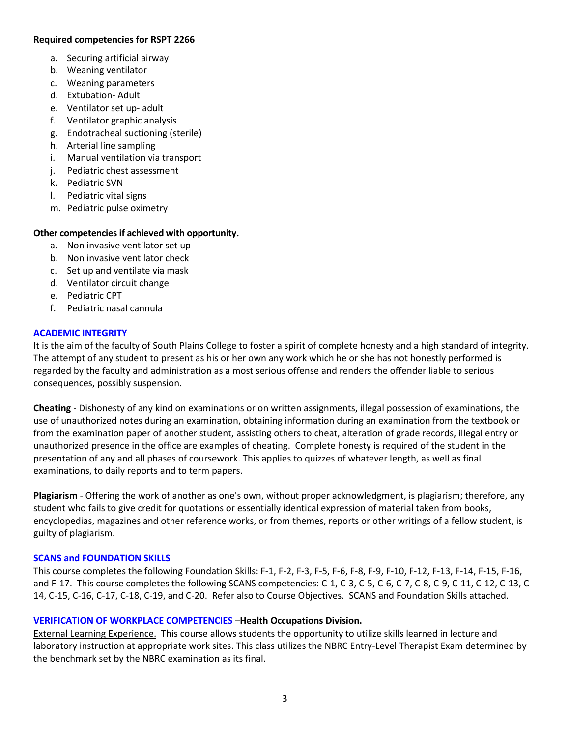**Required competencies for RSPT 2266**

a. Securing artificial airway
b. Weaning ventilator
c. Weaning parameters
d. Extubation- Adult
e. Ventilator set up- adult
f. Ventilator graphic analysis
g. Endotracheal suctioning (sterile)
h. Arterial line sampling
i. Manual ventilation via transport
j. Pediatric chest assessment
k. Pediatric SVN
l. Pediatric vital signs
m. Pediatric pulse oximetry

**Other competencies if achieved with opportunity.**

a. Non invasive ventilator set up
b. Non invasive ventilator check
c. Set up and ventilate via mask
d. Ventilator circuit change
e. Pediatric CPT
f. Pediatric nasal cannula

## ACADEMIC INTEGRITY

It is the aim of the faculty of South Plains College to foster a spirit of complete honesty and a high standard of integrity. The attempt of any student to present as his or her own any work which he or she has not honestly performed is regarded by the faculty and administration as a most serious offense and renders the offender liable to serious consequences, possibly suspension.

**Cheating** - Dishonesty of any kind on examinations or on written assignments, illegal possession of examinations, the use of unauthorized notes during an examination, obtaining information during an examination from the textbook or from the examination paper of another student, assisting others to cheat, alteration of grade records, illegal entry or unauthorized presence in the office are examples of cheating. Complete honesty is required of the student in the presentation of any and all phases of coursework. This applies to quizzes of whatever length, as well as final examinations, to daily reports and to term papers.

**Plagiarism** - Offering the work of another as one's own, without proper acknowledgment, is plagiarism; therefore, any student who fails to give credit for quotations or essentially identical expression of material taken from books, encyclopedias, magazines and other reference works, or from themes, reports or other writings of a fellow student, is guilty of plagiarism.

## SCANS and FOUNDATION SKILLS

This course completes the following Foundation Skills: F-1, F-2, F-3, F-5, F-6, F-8, F-9, F-10, F-12, F-13, F-14, F-15, F-16, and F-17. This course completes the following SCANS competencies: C-1, C-3, C-5, C-6, C-7, C-8, C-9, C-11, C-12, C-13, C-14, C-15, C-16, C-17, C-18, C-19, and C-20. Refer also to Course Objectives. SCANS and Foundation Skills attached.

## VERIFICATION OF WORKPLACE COMPETENCIES –**Health Occupations Division.**

External Learning Experience. This course allows students the opportunity to utilize skills learned in lecture and laboratory instruction at appropriate work sites. This class utilizes the NBRC Entry-Level Therapist Exam determined by the benchmark set by the NBRC examination as its final.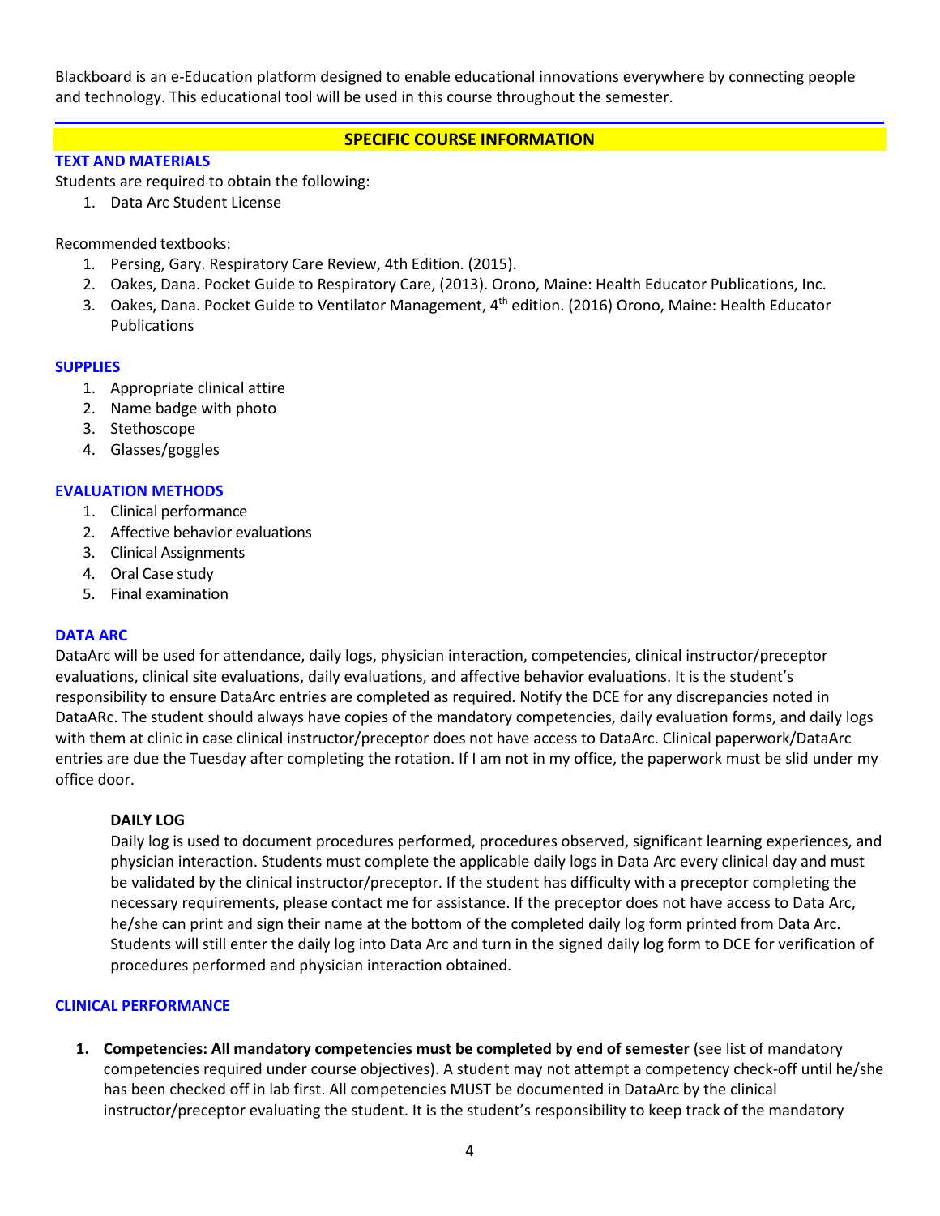Blackboard is an e-Education platform designed to enable educational innovations everywhere by connecting people and technology. This educational tool will be used in this course throughout the semester.

## SPECIFIC COURSE INFORMATION

### TEXT AND MATERIALS

Students are required to obtain the following:

1. Data Arc Student License

Recommended textbooks:

1. Persing, Gary. Respiratory Care Review, 4th Edition. (2015).
2. Oakes, Dana. Pocket Guide to Respiratory Care, (2013). Orono, Maine: Health Educator Publications, Inc.
3. Oakes, Dana. Pocket Guide to Ventilator Management, 4th edition. (2016) Orono, Maine: Health Educator Publications

### SUPPLIES

1. Appropriate clinical attire
2. Name badge with photo
3. Stethoscope
4. Glasses/goggles

### EVALUATION METHODS

1. Clinical performance
2. Affective behavior evaluations
3. Clinical Assignments
4. Oral Case study
5. Final examination

### DATA ARC

DataArc will be used for attendance, daily logs, physician interaction, competencies, clinical instructor/preceptor evaluations, clinical site evaluations, daily evaluations, and affective behavior evaluations. It is the student's responsibility to ensure DataArc entries are completed as required. Notify the DCE for any discrepancies noted in DataARc. The student should always have copies of the mandatory competencies, daily evaluation forms, and daily logs with them at clinic in case clinical instructor/preceptor does not have access to DataArc. Clinical paperwork/DataArc entries are due the Tuesday after completing the rotation. If I am not in my office, the paperwork must be slid under my office door.

#### DAILY LOG

Daily log is used to document procedures performed, procedures observed, significant learning experiences, and physician interaction. Students must complete the applicable daily logs in Data Arc every clinical day and must be validated by the clinical instructor/preceptor. If the student has difficulty with a preceptor completing the necessary requirements, please contact me for assistance. If the preceptor does not have access to Data Arc, he/she can print and sign their name at the bottom of the completed daily log form printed from Data Arc. Students will still enter the daily log into Data Arc and turn in the signed daily log form to DCE for verification of procedures performed and physician interaction obtained.

### CLINICAL PERFORMANCE

1. **Competencies: All mandatory competencies must be completed by end of semester** (see list of mandatory competencies required under course objectives). A student may not attempt a competency check-off until he/she has been checked off in lab first. All competencies MUST be documented in DataArc by the clinical instructor/preceptor evaluating the student. It is the student's responsibility to keep track of the mandatory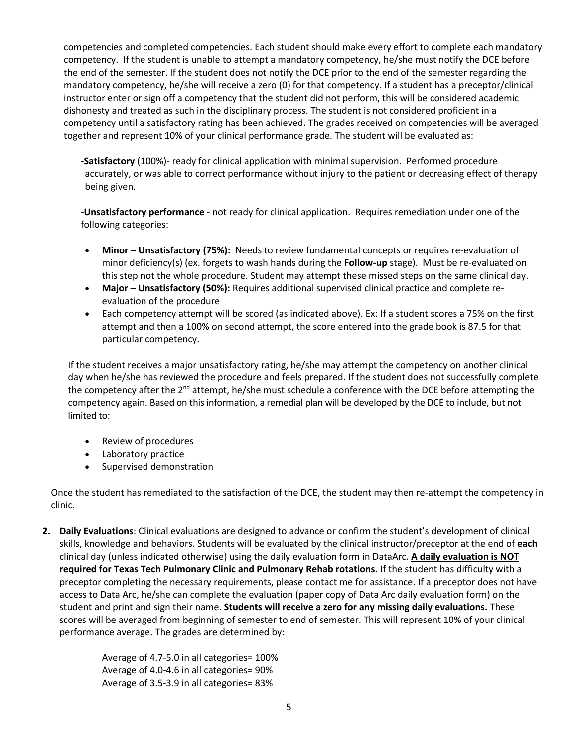competencies and completed competencies. Each student should make every effort to complete each mandatory competency. If the student is unable to attempt a mandatory competency, he/she must notify the DCE before the end of the semester. If the student does not notify the DCE prior to the end of the semester regarding the mandatory competency, he/she will receive a zero (0) for that competency. If a student has a preceptor/clinical instructor enter or sign off a competency that the student did not perform, this will be considered academic dishonesty and treated as such in the disciplinary process. The student is not considered proficient in a competency until a satisfactory rating has been achieved. The grades received on competencies will be averaged together and represent 10% of your clinical performance grade. The student will be evaluated as:

**-Satisfactory** (100%)- ready for clinical application with minimal supervision. Performed procedure accurately, or was able to correct performance without injury to the patient or decreasing effect of therapy being given.

**-Unsatisfactory performance** - not ready for clinical application. Requires remediation under one of the following categories:

- **Minor – Unsatisfactory (75%):** Needs to review fundamental concepts or requires re-evaluation of minor deficiency(s) (ex. forgets to wash hands during the **Follow-up** stage). Must be re-evaluated on this step not the whole procedure. Student may attempt these missed steps on the same clinical day.
- **Major – Unsatisfactory (50%):** Requires additional supervised clinical practice and complete re-evaluation of the procedure
- Each competency attempt will be scored (as indicated above). Ex: If a student scores a 75% on the first attempt and then a 100% on second attempt, the score entered into the grade book is 87.5 for that particular competency.

If the student receives a major unsatisfactory rating, he/she may attempt the competency on another clinical day when he/she has reviewed the procedure and feels prepared. If the student does not successfully complete the competency after the 2nd attempt, he/she must schedule a conference with the DCE before attempting the competency again. Based on this information, a remedial plan will be developed by the DCE to include, but not limited to:

- Review of procedures
- Laboratory practice
- Supervised demonstration

Once the student has remediated to the satisfaction of the DCE, the student may then re-attempt the competency in clinic.

2. **Daily Evaluations**: Clinical evaluations are designed to advance or confirm the student's development of clinical skills, knowledge and behaviors. Students will be evaluated by the clinical instructor/preceptor at the end of **each** clinical day (unless indicated otherwise) using the daily evaluation form in DataArc. **<u>A daily evaluation is NOT required for Texas Tech Pulmonary Clinic and Pulmonary Rehab rotations.</u>** If the student has difficulty with a preceptor completing the necessary requirements, please contact me for assistance. If a preceptor does not have access to Data Arc, he/she can complete the evaluation (paper copy of Data Arc daily evaluation form) on the student and print and sign their name. **Students will receive a zero for any missing daily evaluations.** These scores will be averaged from beginning of semester to end of semester. This will represent 10% of your clinical performance average. The grades are determined by:

   Average of 4.7-5.0 in all categories= 100%
   Average of 4.0-4.6 in all categories= 90%
   Average of 3.5-3.9 in all categories= 83%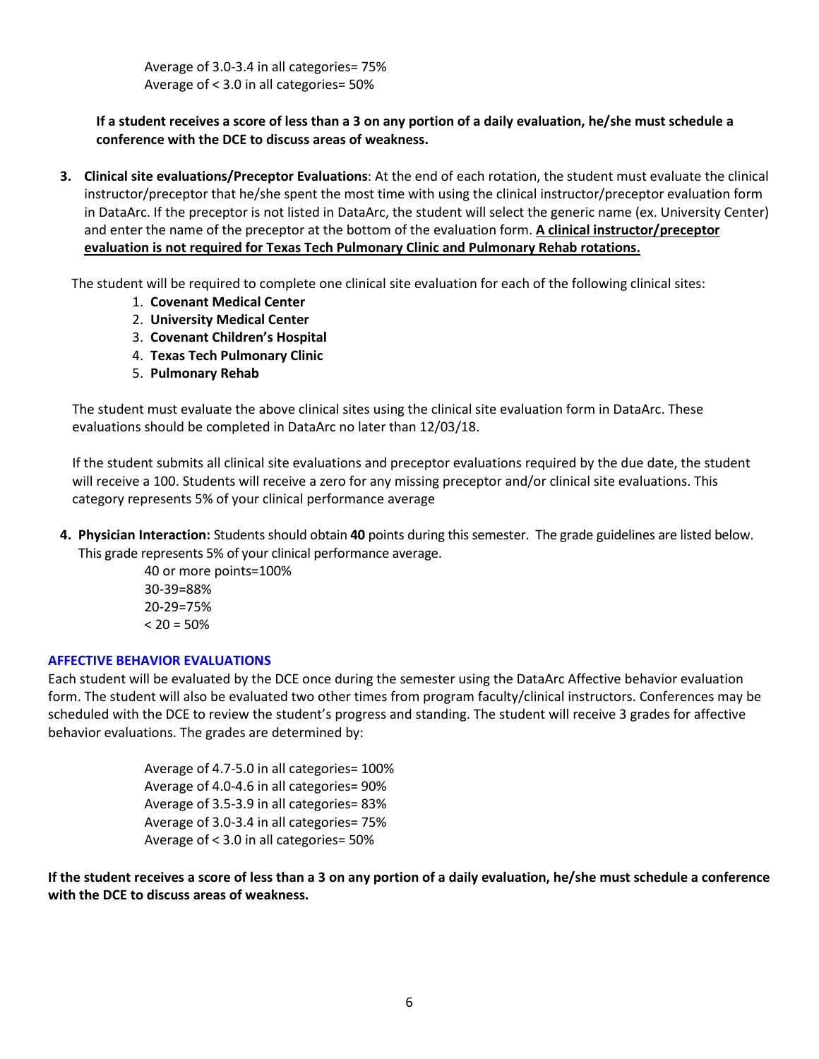Average of 3.0-3.4 in all categories= 75%
Average of < 3.0 in all categories= 50%

**If a student receives a score of less than a 3 on any portion of a daily evaluation, he/she must schedule a conference with the DCE to discuss areas of weakness.**

3. **Clinical site evaluations/Preceptor Evaluations**: At the end of each rotation, the student must evaluate the clinical instructor/preceptor that he/she spent the most time with using the clinical instructor/preceptor evaluation form in DataArc. If the preceptor is not listed in DataArc, the student will select the generic name (ex. University Center) and enter the name of the preceptor at the bottom of the evaluation form. **<u>A clinical instructor/preceptor evaluation is not required for Texas Tech Pulmonary Clinic and Pulmonary Rehab rotations.</u>**

The student will be required to complete one clinical site evaluation for each of the following clinical sites:

1. **Covenant Medical Center**
2. **University Medical Center**
3. **Covenant Children's Hospital**
4. **Texas Tech Pulmonary Clinic**
5. **Pulmonary Rehab**

The student must evaluate the above clinical sites using the clinical site evaluation form in DataArc. These evaluations should be completed in DataArc no later than 12/03/18.

If the student submits all clinical site evaluations and preceptor evaluations required by the due date, the student will receive a 100. Students will receive a zero for any missing preceptor and/or clinical site evaluations. This category represents 5% of your clinical performance average

4. **Physician Interaction:** Students should obtain **40** points during this semester. The grade guidelines are listed below. This grade represents 5% of your clinical performance average.

   40 or more points=100%
   30-39=88%
   20-29=75%
   < 20 = 50%

## AFFECTIVE BEHAVIOR EVALUATIONS

Each student will be evaluated by the DCE once during the semester using the DataArc Affective behavior evaluation form. The student will also be evaluated two other times from program faculty/clinical instructors. Conferences may be scheduled with the DCE to review the student's progress and standing. The student will receive 3 grades for affective behavior evaluations. The grades are determined by:

Average of 4.7-5.0 in all categories= 100%
Average of 4.0-4.6 in all categories= 90%
Average of 3.5-3.9 in all categories= 83%
Average of 3.0-3.4 in all categories= 75%
Average of < 3.0 in all categories= 50%

**If the student receives a score of less than a 3 on any portion of a daily evaluation, he/she must schedule a conference with the DCE to discuss areas of weakness.**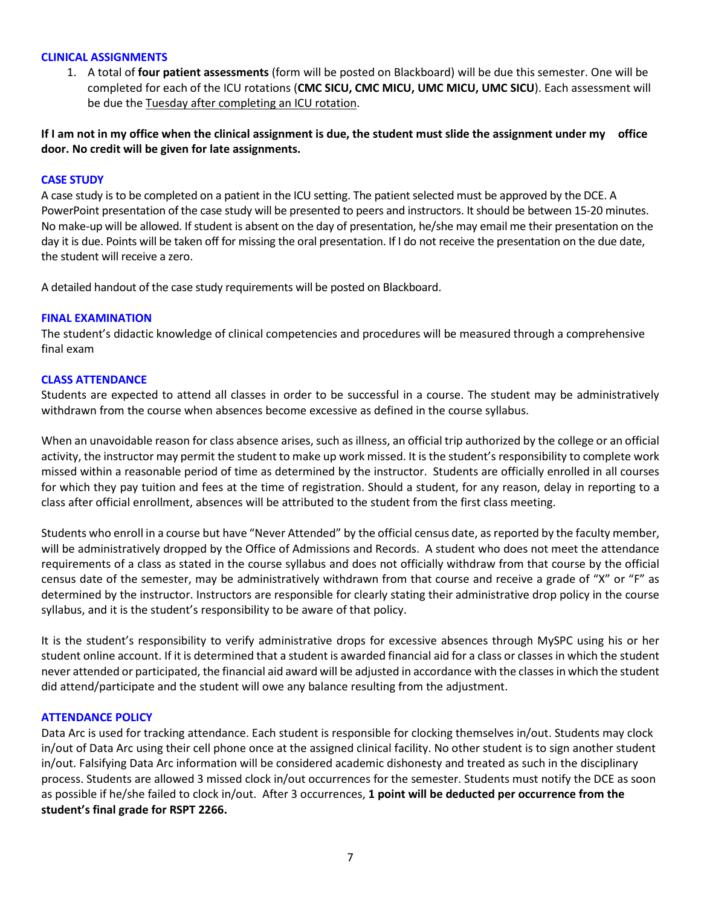### CLINICAL ASSIGNMENTS

1. A total of **four patient assessments** (form will be posted on Blackboard) will be due this semester. One will be completed for each of the ICU rotations (**CMC SICU, CMC MICU, UMC MICU, UMC SICU**). Each assessment will be due the Tuesday after completing an ICU rotation.

**If I am not in my office when the clinical assignment is due, the student must slide the assignment under my office door. No credit will be given for late assignments.**

### CASE STUDY

A case study is to be completed on a patient in the ICU setting. The patient selected must be approved by the DCE. A PowerPoint presentation of the case study will be presented to peers and instructors. It should be between 15-20 minutes. No make-up will be allowed. If student is absent on the day of presentation, he/she may email me their presentation on the day it is due. Points will be taken off for missing the oral presentation. If I do not receive the presentation on the due date, the student will receive a zero.

A detailed handout of the case study requirements will be posted on Blackboard.

### FINAL EXAMINATION

The student's didactic knowledge of clinical competencies and procedures will be measured through a comprehensive final exam

### CLASS ATTENDANCE

Students are expected to attend all classes in order to be successful in a course. The student may be administratively withdrawn from the course when absences become excessive as defined in the course syllabus.

When an unavoidable reason for class absence arises, such as illness, an official trip authorized by the college or an official activity, the instructor may permit the student to make up work missed. It is the student's responsibility to complete work missed within a reasonable period of time as determined by the instructor. Students are officially enrolled in all courses for which they pay tuition and fees at the time of registration. Should a student, for any reason, delay in reporting to a class after official enrollment, absences will be attributed to the student from the first class meeting.

Students who enroll in a course but have "Never Attended" by the official census date, as reported by the faculty member, will be administratively dropped by the Office of Admissions and Records. A student who does not meet the attendance requirements of a class as stated in the course syllabus and does not officially withdraw from that course by the official census date of the semester, may be administratively withdrawn from that course and receive a grade of "X" or "F" as determined by the instructor. Instructors are responsible for clearly stating their administrative drop policy in the course syllabus, and it is the student's responsibility to be aware of that policy.

It is the student's responsibility to verify administrative drops for excessive absences through MySPC using his or her student online account. If it is determined that a student is awarded financial aid for a class or classes in which the student never attended or participated, the financial aid award will be adjusted in accordance with the classes in which the student did attend/participate and the student will owe any balance resulting from the adjustment.

### ATTENDANCE POLICY

Data Arc is used for tracking attendance. Each student is responsible for clocking themselves in/out. Students may clock in/out of Data Arc using their cell phone once at the assigned clinical facility. No other student is to sign another student in/out. Falsifying Data Arc information will be considered academic dishonesty and treated as such in the disciplinary process. Students are allowed 3 missed clock in/out occurrences for the semester. Students must notify the DCE as soon as possible if he/she failed to clock in/out. After 3 occurrences, **1 point will be deducted per occurrence from the student's final grade for RSPT 2266.**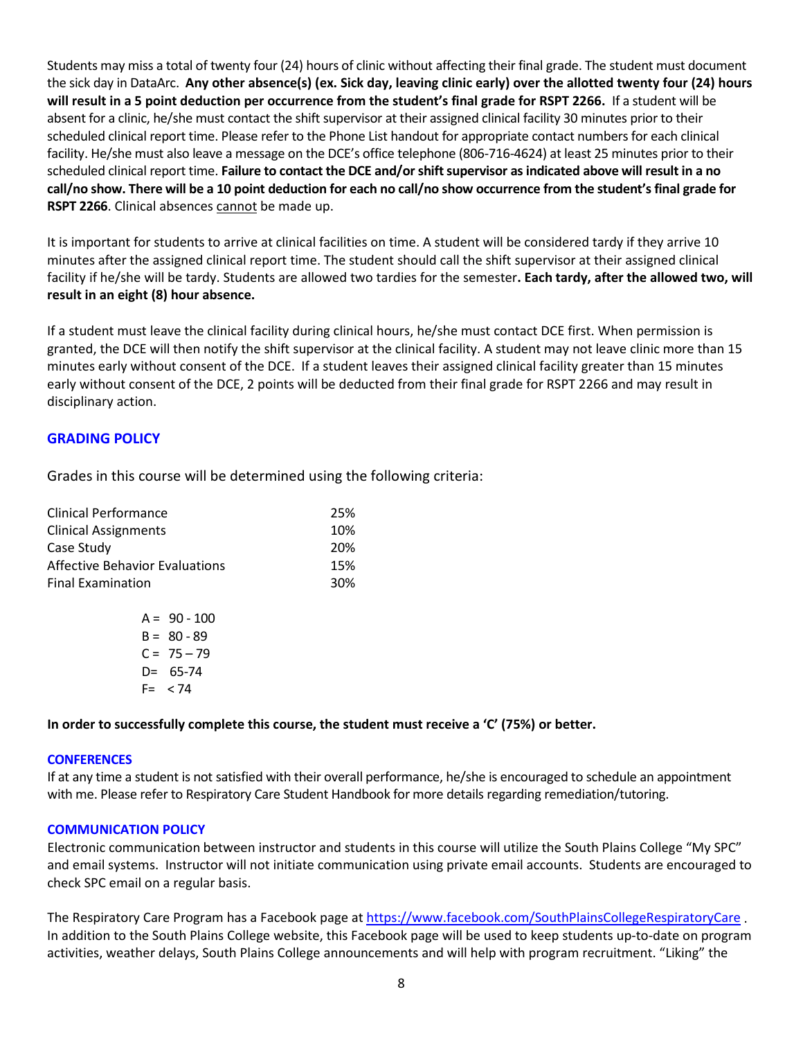Students may miss a total of twenty four (24) hours of clinic without affecting their final grade. The student must document the sick day in DataArc. **Any other absence(s) (ex. Sick day, leaving clinic early) over the allotted twenty four (24) hours will result in a 5 point deduction per occurrence from the student's final grade for RSPT 2266.** If a student will be absent for a clinic, he/she must contact the shift supervisor at their assigned clinical facility 30 minutes prior to their scheduled clinical report time. Please refer to the Phone List handout for appropriate contact numbers for each clinical facility. He/she must also leave a message on the DCE's office telephone (806-716-4624) at least 25 minutes prior to their scheduled clinical report time. **Failure to contact the DCE and/or shift supervisor as indicated above will result in a no call/no show. There will be a 10 point deduction for each no call/no show occurrence from the student's final grade for RSPT 2266**. Clinical absences cannot be made up.

It is important for students to arrive at clinical facilities on time. A student will be considered tardy if they arrive 10 minutes after the assigned clinical report time. The student should call the shift supervisor at their assigned clinical facility if he/she will be tardy. Students are allowed two tardies for the semester**. Each tardy, after the allowed two, will result in an eight (8) hour absence.**

If a student must leave the clinical facility during clinical hours, he/she must contact DCE first. When permission is granted, the DCE will then notify the shift supervisor at the clinical facility. A student may not leave clinic more than 15 minutes early without consent of the DCE. If a student leaves their assigned clinical facility greater than 15 minutes early without consent of the DCE, 2 points will be deducted from their final grade for RSPT 2266 and may result in disciplinary action.

## GRADING POLICY

Grades in this course will be determined using the following criteria:

| Criteria | Weight |
|---|---|
| Clinical Performance | 25% |
| Clinical Assignments | 10% |
| Case Study | 20% |
| Affective Behavior Evaluations | 15% |
| Final Examination | 30% |

A = 90 - 100
B = 80 - 89
C = 75 – 79
D= 65-74
F= < 74

**In order to successfully complete this course, the student must receive a 'C' (75%) or better.**

### CONFERENCES

If at any time a student is not satisfied with their overall performance, he/she is encouraged to schedule an appointment with me. Please refer to Respiratory Care Student Handbook for more details regarding remediation/tutoring.

### COMMUNICATION POLICY

Electronic communication between instructor and students in this course will utilize the South Plains College "My SPC" and email systems. Instructor will not initiate communication using private email accounts. Students are encouraged to check SPC email on a regular basis.

The Respiratory Care Program has a Facebook page at https://www.facebook.com/SouthPlainsCollegeRespiratoryCare . In addition to the South Plains College website, this Facebook page will be used to keep students up-to-date on program activities, weather delays, South Plains College announcements and will help with program recruitment. "Liking" the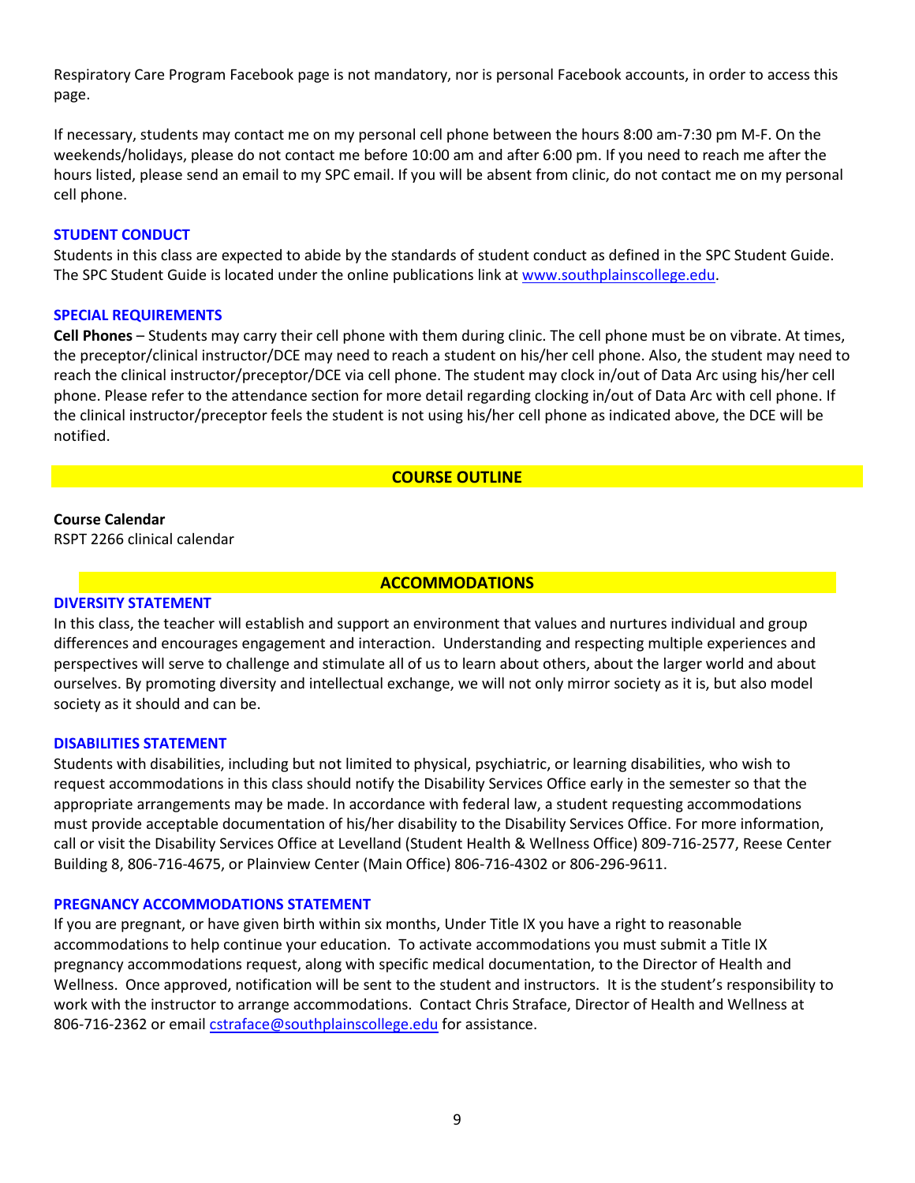Respiratory Care Program Facebook page is not mandatory, nor is personal Facebook accounts, in order to access this page.

If necessary, students may contact me on my personal cell phone between the hours 8:00 am-7:30 pm M-F. On the weekends/holidays, please do not contact me before 10:00 am and after 6:00 pm. If you need to reach me after the hours listed, please send an email to my SPC email. If you will be absent from clinic, do not contact me on my personal cell phone.

### STUDENT CONDUCT

Students in this class are expected to abide by the standards of student conduct as defined in the SPC Student Guide. The SPC Student Guide is located under the online publications link at [www.southplainscollege.edu](www.southplainscollege.edu).

### SPECIAL REQUIREMENTS

**Cell Phones** – Students may carry their cell phone with them during clinic. The cell phone must be on vibrate. At times, the preceptor/clinical instructor/DCE may need to reach a student on his/her cell phone. Also, the student may need to reach the clinical instructor/preceptor/DCE via cell phone. The student may clock in/out of Data Arc using his/her cell phone. Please refer to the attendance section for more detail regarding clocking in/out of Data Arc with cell phone. If the clinical instructor/preceptor feels the student is not using his/her cell phone as indicated above, the DCE will be notified.

## COURSE OUTLINE

**Course Calendar**
RSPT 2266 clinical calendar

## ACCOMMODATIONS

### DIVERSITY STATEMENT

In this class, the teacher will establish and support an environment that values and nurtures individual and group differences and encourages engagement and interaction. Understanding and respecting multiple experiences and perspectives will serve to challenge and stimulate all of us to learn about others, about the larger world and about ourselves. By promoting diversity and intellectual exchange, we will not only mirror society as it is, but also model society as it should and can be.

### DISABILITIES STATEMENT

Students with disabilities, including but not limited to physical, psychiatric, or learning disabilities, who wish to request accommodations in this class should notify the Disability Services Office early in the semester so that the appropriate arrangements may be made. In accordance with federal law, a student requesting accommodations must provide acceptable documentation of his/her disability to the Disability Services Office. For more information, call or visit the Disability Services Office at Levelland (Student Health & Wellness Office) 809-716-2577, Reese Center Building 8, 806-716-4675, or Plainview Center (Main Office) 806-716-4302 or 806-296-9611.

### PREGNANCY ACCOMMODATIONS STATEMENT

If you are pregnant, or have given birth within six months, Under Title IX you have a right to reasonable accommodations to help continue your education. To activate accommodations you must submit a Title IX pregnancy accommodations request, along with specific medical documentation, to the Director of Health and Wellness. Once approved, notification will be sent to the student and instructors. It is the student's responsibility to work with the instructor to arrange accommodations. Contact Chris Straface, Director of Health and Wellness at 806-716-2362 or email [cstraface@southplainscollege.edu](mailto:cstraface@southplainscollege.edu) for assistance.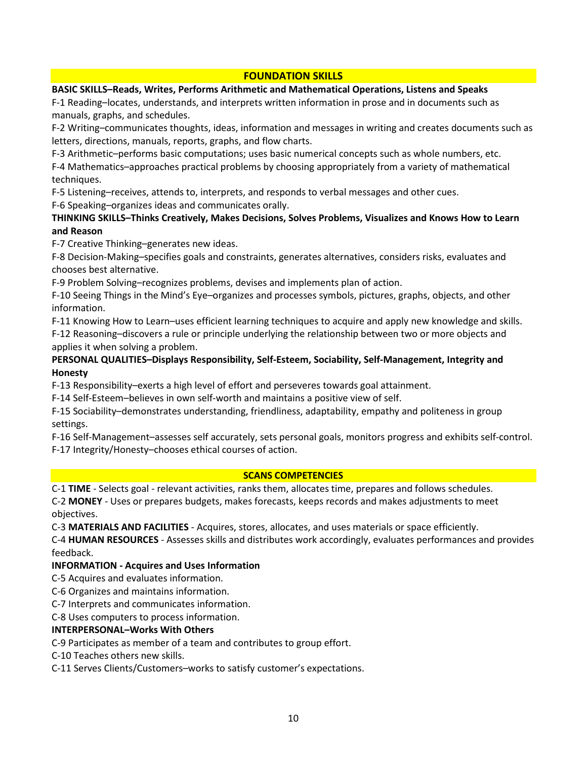## FOUNDATION SKILLS

**BASIC SKILLS–Reads, Writes, Performs Arithmetic and Mathematical Operations, Listens and Speaks**

F-1 Reading–locates, understands, and interprets written information in prose and in documents such as manuals, graphs, and schedules.

F-2 Writing–communicates thoughts, ideas, information and messages in writing and creates documents such as letters, directions, manuals, reports, graphs, and flow charts.

F-3 Arithmetic–performs basic computations; uses basic numerical concepts such as whole numbers, etc.

F-4 Mathematics–approaches practical problems by choosing appropriately from a variety of mathematical techniques.

F-5 Listening–receives, attends to, interprets, and responds to verbal messages and other cues.

F-6 Speaking–organizes ideas and communicates orally.

**THINKING SKILLS–Thinks Creatively, Makes Decisions, Solves Problems, Visualizes and Knows How to Learn and Reason**

F-7 Creative Thinking–generates new ideas.

F-8 Decision-Making–specifies goals and constraints, generates alternatives, considers risks, evaluates and chooses best alternative.

F-9 Problem Solving–recognizes problems, devises and implements plan of action.

F-10 Seeing Things in the Mind's Eye–organizes and processes symbols, pictures, graphs, objects, and other information.

F-11 Knowing How to Learn–uses efficient learning techniques to acquire and apply new knowledge and skills.

F-12 Reasoning–discovers a rule or principle underlying the relationship between two or more objects and applies it when solving a problem.

**PERSONAL QUALITIES–Displays Responsibility, Self-Esteem, Sociability, Self-Management, Integrity and Honesty**

F-13 Responsibility–exerts a high level of effort and perseveres towards goal attainment.

F-14 Self-Esteem–believes in own self-worth and maintains a positive view of self.

F-15 Sociability–demonstrates understanding, friendliness, adaptability, empathy and politeness in group settings.

F-16 Self-Management–assesses self accurately, sets personal goals, monitors progress and exhibits self-control.

F-17 Integrity/Honesty–chooses ethical courses of action.

## SCANS COMPETENCIES

C-1 **TIME** - Selects goal - relevant activities, ranks them, allocates time, prepares and follows schedules.

C-2 **MONEY** - Uses or prepares budgets, makes forecasts, keeps records and makes adjustments to meet objectives.

C-3 **MATERIALS AND FACILITIES** - Acquires, stores, allocates, and uses materials or space efficiently.

C-4 **HUMAN RESOURCES** - Assesses skills and distributes work accordingly, evaluates performances and provides feedback.

**INFORMATION - Acquires and Uses Information**

C-5 Acquires and evaluates information.

C-6 Organizes and maintains information.

C-7 Interprets and communicates information.

C-8 Uses computers to process information.

**INTERPERSONAL–Works With Others**

C-9 Participates as member of a team and contributes to group effort.

C-10 Teaches others new skills.

C-11 Serves Clients/Customers–works to satisfy customer's expectations.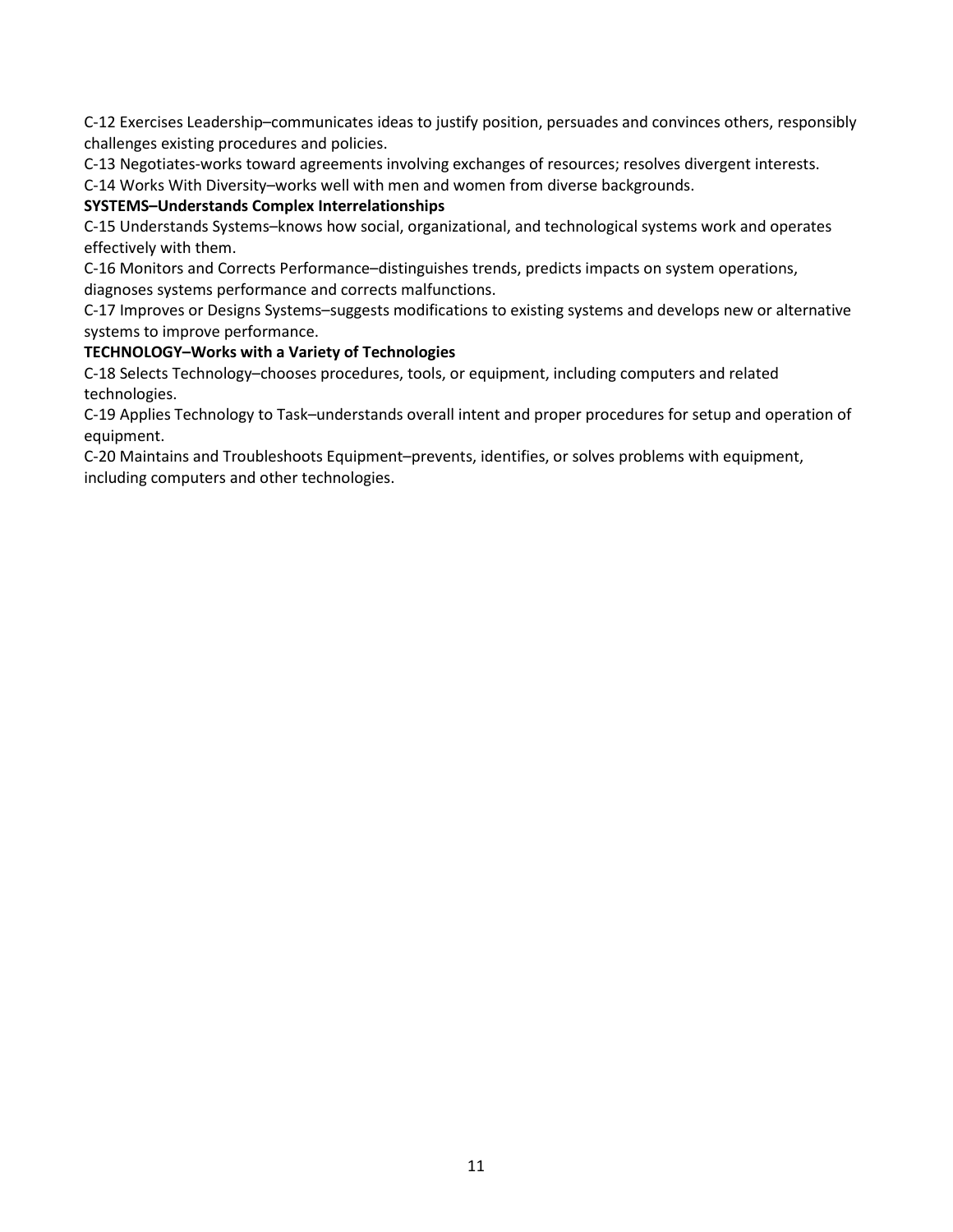C-12 Exercises Leadership–communicates ideas to justify position, persuades and convinces others, responsibly challenges existing procedures and policies.

C-13 Negotiates-works toward agreements involving exchanges of resources; resolves divergent interests.

C-14 Works With Diversity–works well with men and women from diverse backgrounds.

**SYSTEMS–Understands Complex Interrelationships**

C-15 Understands Systems–knows how social, organizational, and technological systems work and operates effectively with them.

C-16 Monitors and Corrects Performance–distinguishes trends, predicts impacts on system operations, diagnoses systems performance and corrects malfunctions.

C-17 Improves or Designs Systems–suggests modifications to existing systems and develops new or alternative systems to improve performance.

**TECHNOLOGY–Works with a Variety of Technologies**

C-18 Selects Technology–chooses procedures, tools, or equipment, including computers and related technologies.

C-19 Applies Technology to Task–understands overall intent and proper procedures for setup and operation of equipment.

C-20 Maintains and Troubleshoots Equipment–prevents, identifies, or solves problems with equipment, including computers and other technologies.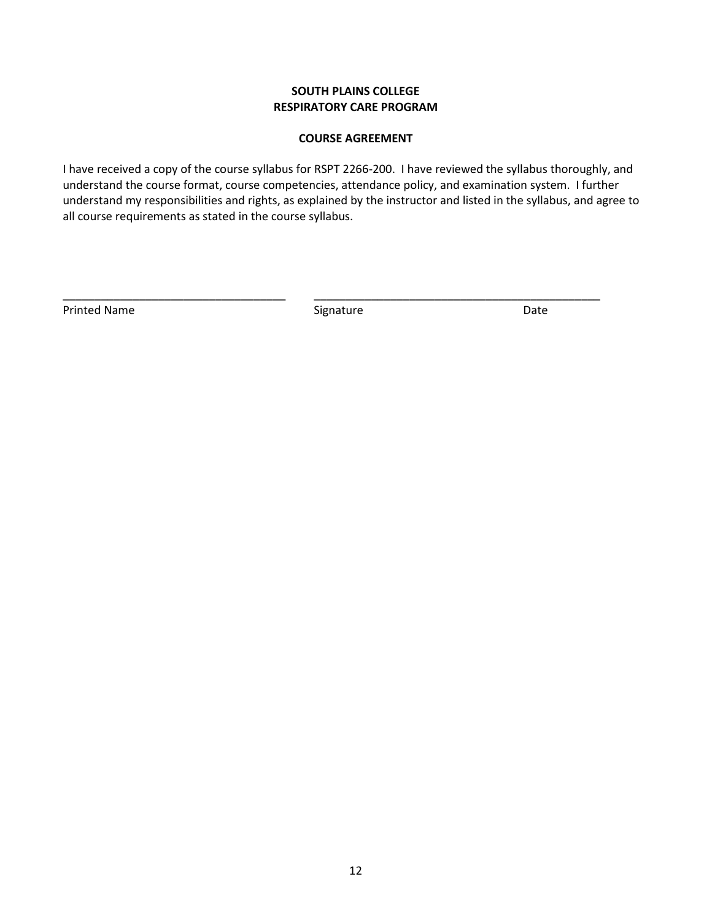**SOUTH PLAINS COLLEGE**
**RESPIRATORY CARE PROGRAM**

**COURSE AGREEMENT**

I have received a copy of the course syllabus for RSPT 2266-200. I have reviewed the syllabus thoroughly, and understand the course format, course competencies, attendance policy, and examination system. I further understand my responsibilities and rights, as explained by the instructor and listed in the syllabus, and agree to all course requirements as stated in the course syllabus.

\_\_\_\_\_\_\_\_\_\_\_\_\_\_\_\_\_\_\_\_\_\_\_\_\_\_\_\_\_\_\_\_\_\_\_ \_\_\_\_\_\_\_\_\_\_\_\_\_\_\_\_\_\_\_\_\_\_\_\_\_\_\_\_\_\_\_\_\_\_\_\_\_\_\_\_\_\_\_\_\_\_

Printed Name Signature Date